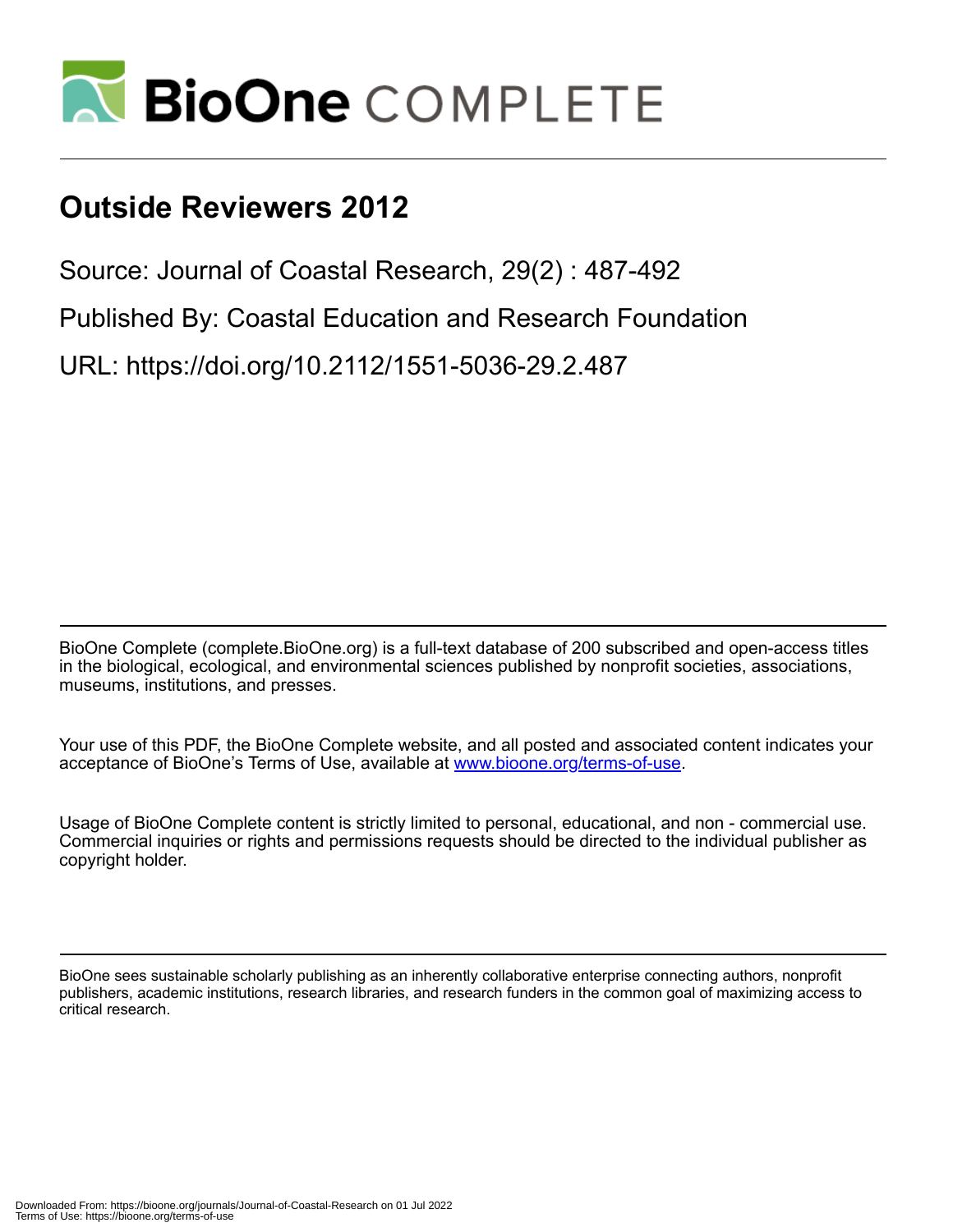# Outside Reviewers 2012

Source: Journal of Coastal Research, 29(2) : 487-492

Published By: Coastal Education and Research Foundation

URL: https://doi.org/10.2112/1551-5036-29.2.487

BioOne Complete (complete.BioOne.org) is a full-text database of 200 subscribed and open-access titles in the biological, ecological, and environmental sciences published by nonprofit societies, associations, museums, institutions, and presses.

Your use of this PDF, the BioOne Complete website, and all posted and associated content indicates your acceptance of BioOne's Terms of Use, available at www.bioone.org/terms-of-use.

Usage of BioOne Complete content is strictly limited to personal, educational, and non - commercial use. Commercial inquiries or rights and permissions requests should be directed to the individual publisher as copyright holder.

BioOne sees sustainable scholarly publishing as an inherently collaborative enterprise connecting authors, nonprofit publishers, academic institutions, research libraries, and research funders in the common goal of maximizing access to critical research.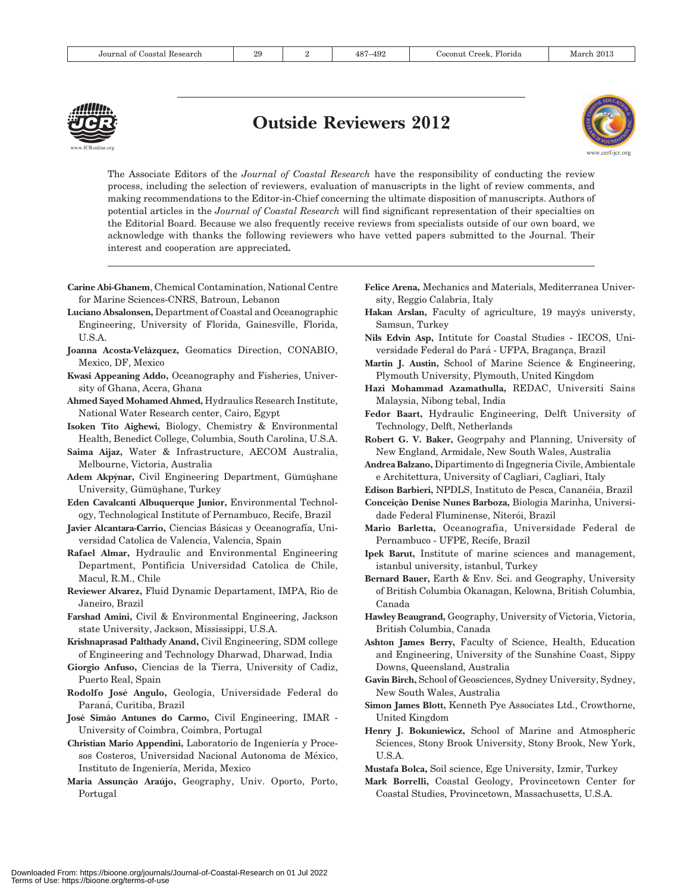# Outside Reviewers 2012

The Associate Editors of the *Journal of Coastal Research* have the responsibility of conducting the review process, including the selection of reviewers, evaluation of manuscripts in the light of review comments, and making recommendations to the Editor-in-Chief concerning the ultimate disposition of manuscripts. Authors of potential articles in the *Journal of Coastal Research* will find significant representation of their specialties on the Editorial Board. Because we also frequently receive reviews from specialists outside of our own board, we acknowledge with thanks the following reviewers who have vetted papers submitted to the Journal. Their interest and cooperation are appreciated**.**

---

**Carine Abi-Ghanem**, Chemical Contamination, National Centre for Marine Sciences-CNRS, Batroun, Lebanon

**Luciano Absalonsen,** Department of Coastal and Oceanographic Engineering, University of Florida, Gainesville, Florida, U.S.A.

**Joanna Acosta-Velázquez,** Geomatics Direction, CONABIO, Mexico, DF, Mexico

**Kwasi Appeaning Addo,** Oceanography and Fisheries, University of Ghana, Accra, Ghana

**Ahmed Sayed Mohamed Ahmed,** Hydraulics Research Institute, National Water Research center, Cairo, Egypt

**Isoken Tito Aighewi,** Biology, Chemistry & Environmental Health, Benedict College, Columbia, South Carolina, U.S.A.

**Saima Aijaz,** Water & Infrastructure, AECOM Australia, Melbourne, Victoria, Australia

**Adem Akpýnar,** Civil Engineering Department, Gümüşhane University, Gümüşhane, Turkey

**Eden Cavalcanti Albuquerque Junior,** Environmental Technology, Technological Institute of Pernambuco, Recife, Brazil

**Javier Alcantara-Carrio,** Ciencias Básicas y Oceanografía, Universidad Catolica de Valencia, Valencia, Spain

**Rafael Almar,** Hydraulic and Environmental Engineering Department, Pontificia Universidad Catolica de Chile, Macul, R.M., Chile

**Reviewer Alvarez,** Fluid Dynamic Departament, IMPA, Rio de Janeiro, Brazil

**Farshad Amini,** Civil & Environmental Engineering, Jackson state University, Jackson, Mississippi, U.S.A.

**Krishnaprasad Palthady Anand,** Civil Engineering, SDM college of Engineering and Technology Dharwad, Dharwad, India

**Giorgio Anfuso,** Ciencias de la Tierra, University of Cadiz, Puerto Real, Spain

**Rodolfo José Angulo,** Geologia, Universidade Federal do Paraná, Curitiba, Brazil

**José Simão Antunes do Carmo,** Civil Engineering, IMAR - University of Coimbra, Coimbra, Portugal

**Christian Mario Appendini,** Laboratorio de Ingeniería y Procesos Costeros, Universidad Nacional Autonoma de México, Instituto de Ingeniería, Merida, Mexico

**Maria Assunção Araújo,** Geography, Univ. Oporto, Porto, Portugal

**Felice Arena,** Mechanics and Materials, Mediterranea University, Reggio Calabria, Italy

**Hakan Arslan,** Faculty of agriculture, 19 mayýs universty, Samsun, Turkey

**Nils Edvin Asp,** Intitute for Coastal Studies - IECOS, Universidade Federal do Pará - UFPA, Bragança, Brazil

**Martin J. Austin,** School of Marine Science & Engineering, Plymouth University, Plymouth, United Kingdom

**Hazi Mohammad Azamathulla,** REDAC, Universiti Sains Malaysia, Nibong tebal, India

**Fedor Baart,** Hydraulic Engineering, Delft University of Technology, Delft, Netherlands

**Robert G. V. Baker,** Geogrpahy and Planning, University of New England, Armidale, New South Wales, Australia

**Andrea Balzano,** Dipartimento di Ingegneria Civile, Ambientale e Architettura, University of Cagliari, Cagliari, Italy

**Edison Barbieri,** NPDLS, Instituto de Pesca, Cananéia, Brazil

**Conceição Denise Nunes Barboza,** Biologia Marinha, Universidade Federal Fluminense, Niterói, Brazil

**Mario Barletta,** Oceanografia, Universidade Federal de Pernambuco - UFPE, Recife, Brazil

**Ipek Barut,** Institute of marine sciences and management, istanbul university, istanbul, Turkey

**Bernard Bauer,** Earth & Env. Sci. and Geography, University of British Columbia Okanagan, Kelowna, British Columbia, Canada

**Hawley Beaugrand,** Geography, University of Victoria, Victoria, British Columbia, Canada

**Ashton James Berry,** Faculty of Science, Health, Education and Engineering, University of the Sunshine Coast, Sippy Downs, Queensland, Australia

**Gavin Birch,** School of Geosciences, Sydney University, Sydney, New South Wales, Australia

**Simon James Blott,** Kenneth Pye Associates Ltd., Crowthorne, United Kingdom

**Henry J. Bokuniewicz,** School of Marine and Atmospheric Sciences, Stony Brook University, Stony Brook, New York, U.S.A.

**Mustafa Bolca,** Soil science, Ege University, Izmir, Turkey

**Mark Borrelli,** Coastal Geology, Provincetown Center for Coastal Studies, Provincetown, Massachusetts, U.S.A.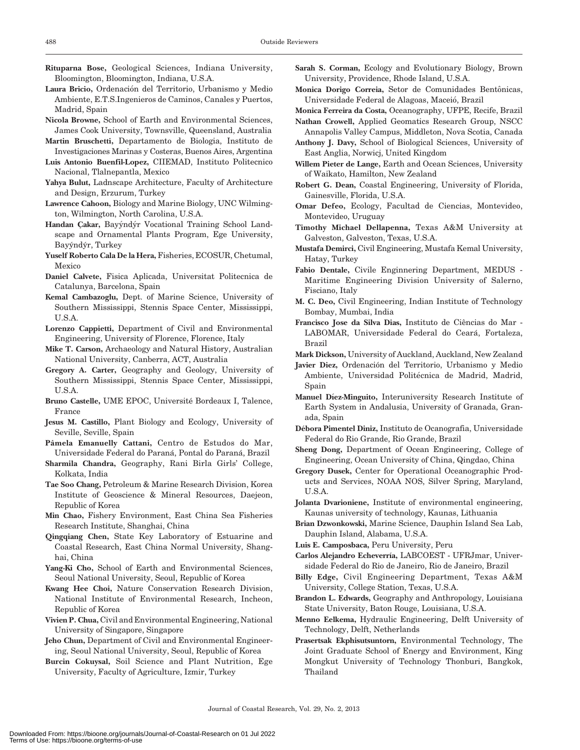**Rituparna Bose,** Geological Sciences, Indiana University, Bloomington, Bloomington, Indiana, U.S.A.

**Laura Bricio,** Ordenación del Territorio, Urbanismo y Medio Ambiente, E.T.S.Ingenieros de Caminos, Canales y Puertos, Madrid, Spain

**Nicola Browne,** School of Earth and Environmental Sciences, James Cook University, Townsville, Queensland, Australia

**Martin Bruschetti,** Departamento de Biologia, Instituto de Investigaciones Marinas y Costeras, Buenos Aires, Argentina

**Luis Antonio Buenfil-Lopez,** CIIEMAD, Instituto Politecnico Nacional, Tlalnepantla, Mexico

**Yahya Bulut,** Ladnscape Architecture, Faculty of Architecture and Design, Erzurum, Turkey

**Lawrence Cahoon,** Biology and Marine Biology, UNC Wilmington, Wilmington, North Carolina, U.S.A.

**Handan Çakar,** Bayýndýr Vocational Training School Landscape and Ornamental Plants Program, Ege University, Bayýndýr, Turkey

**Yuself Roberto Cala De la Hera,** Fisheries, ECOSUR, Chetumal, Mexico

**Daniel Calvete,** Fisica Aplicada, Universitat Politecnica de Catalunya, Barcelona, Spain

**Kemal Cambazoglu,** Dept. of Marine Science, University of Southern Mississippi, Stennis Space Center, Mississippi, U.S.A.

**Lorenzo Cappietti,** Department of Civil and Environmental Engineering, University of Florence, Florence, Italy

**Mike T. Carson,** Archaeology and Natural History, Australian National University, Canberra, ACT, Australia

**Gregory A. Carter,** Geography and Geology, University of Southern Mississippi, Stennis Space Center, Mississippi, U.S.A.

**Bruno Castelle,** UME EPOC, Université Bordeaux I, Talence, France

**Jesus M. Castillo,** Plant Biology and Ecology, University of Seville, Seville, Spain

**Pâmela Emanuelly Cattani,** Centro de Estudos do Mar, Universidade Federal do Paraná, Pontal do Paraná, Brazil

**Sharmila Chandra,** Geography, Rani Birla Girls' College, Kolkata, India

**Tae Soo Chang,** Petroleum & Marine Research Division, Korea Institute of Geoscience & Mineral Resources, Daejeon, Republic of Korea

**Min Chao,** Fishery Environment, East China Sea Fisheries Research Institute, Shanghai, China

**Qingqiang Chen,** State Key Laboratory of Estuarine and Coastal Research, East China Normal University, Shanghai, China

**Yang-Ki Cho,** School of Earth and Environmental Sciences, Seoul National University, Seoul, Republic of Korea

**Kwang Hee Choi,** Nature Conservation Research Division, National Institute of Environmental Research, Incheon, Republic of Korea

**Vivien P. Chua,** Civil and Environmental Engineering, National University of Singapore, Singapore

**Jeho Chun,** Department of Civil and Environmental Engineering, Seoul National University, Seoul, Republic of Korea

**Burcin Cokuysal,** Soil Science and Plant Nutrition, Ege University, Faculty of Agriculture, Izmir, Turkey

**Sarah S. Corman,** Ecology and Evolutionary Biology, Brown University, Providence, Rhode Island, U.S.A.

**Monica Dorigo Correia,** Setor de Comunidades Bentônicas, Universidade Federal de Alagoas, Maceió, Brazil

**Monica Ferreira da Costa,** Oceanography, UFPE, Recife, Brazil

**Nathan Crowell,** Applied Geomatics Research Group, NSCC Annapolis Valley Campus, Middleton, Nova Scotia, Canada

**Anthony J. Davy,** School of Biological Sciences, University of East Anglia, Norwicj, United Kingdom

**Willem Pieter de Lange,** Earth and Ocean Sciences, University of Waikato, Hamilton, New Zealand

**Robert G. Dean,** Coastal Engineering, University of Florida, Gainesville, Florida, U.S.A.

**Omar Defeo,** Ecology, Facultad de Ciencias, Montevideo, Montevideo, Uruguay

**Timothy Michael Dellapenna,** Texas A&M University at Galveston, Galveston, Texas, U.S.A.

**Mustafa Demirci,** Civil Engineering, Mustafa Kemal University, Hatay, Turkey

**Fabio Dentale,** Civile Enginnering Department, MEDUS - Maritime Engineering Division University of Salerno, Fisciano, Italy

**M. C. Deo,** Civil Engineering, Indian Institute of Technology Bombay, Mumbai, India

**Francisco Jose da Silva Dias,** Instituto de Ciências do Mar - LABOMAR, Universidade Federal do Ceará, Fortaleza, Brazil

**Mark Dickson,** University of Auckland, Auckland, New Zealand

**Javier Diez,** Ordenación del Territorio, Urbanismo y Medio Ambiente, Universidad Politécnica de Madrid, Madrid, Spain

**Manuel Díez-Minguito,** Interuniversity Research Institute of Earth System in Andalusia, University of Granada, Granada, Spain

**Débora Pimentel Diniz,** Instituto de Ocanografia, Universidade Federal do Rio Grande, Rio Grande, Brazil

**Sheng Dong,** Department of Ocean Engineering, College of Engineering, Ocean University of China, Qingdao, China

**Gregory Dusek,** Center for Operational Oceanographic Products and Services, NOAA NOS, Silver Spring, Maryland, U.S.A.

**Jolanta Dvarioniene,** Institute of environmental engineering, Kaunas university of technology, Kaunas, Lithuania

**Brian Dzwonkowski,** Marine Science, Dauphin Island Sea Lab, Dauphin Island, Alabama, U.S.A.

**Luis E. Camposbaca,** Peru University, Peru

**Carlos Alejandro Echeverría,** LABCOEST - UFRJmar, Universidade Federal do Rio de Janeiro, Rio de Janeiro, Brazil

**Billy Edge,** Civil Engineering Department, Texas A&M University, College Station, Texas, U.S.A.

**Brandon L. Edwards,** Geography and Anthropology, Louisiana State University, Baton Rouge, Louisiana, U.S.A.

**Menno Eelkema,** Hydraulic Engineering, Delft University of Technology, Delft, Netherlands

**Prasertsak Ekphisutsuntorn,** Environmental Technology, The Joint Graduate School of Energy and Environment, King Mongkut University of Technology Thonburi, Bangkok, Thailand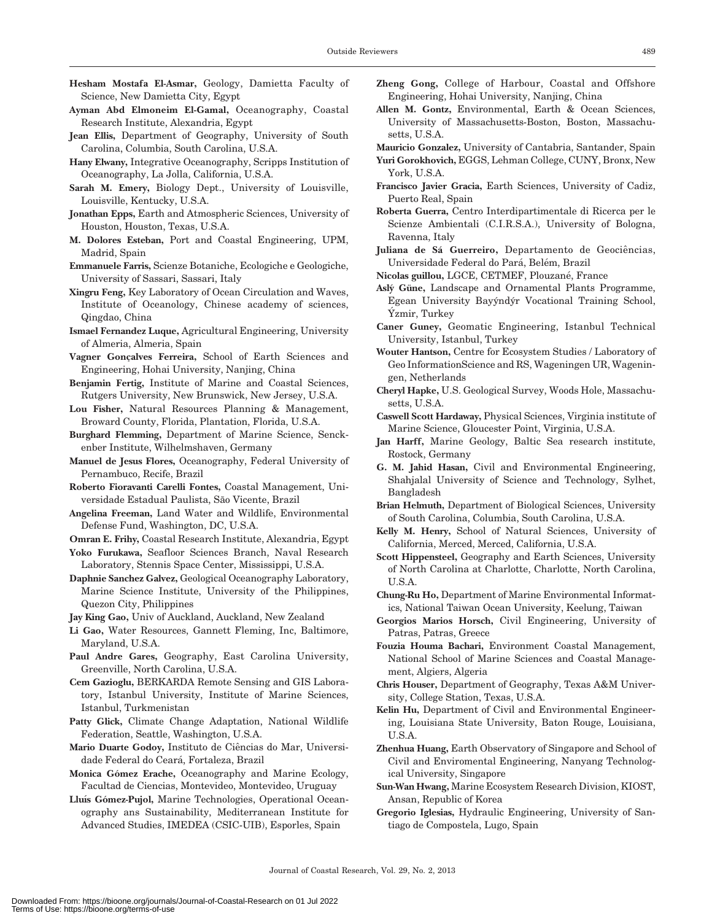**Hesham Mostafa El-Asmar,** Geology, Damietta Faculty of Science, New Damietta City, Egypt

**Ayman Abd Elmoneim El-Gamal,** Oceanography, Coastal Research Institute, Alexandria, Egypt

**Jean Ellis,** Department of Geography, University of South Carolina, Columbia, South Carolina, U.S.A.

**Hany Elwany,** Integrative Oceanography, Scripps Institution of Oceanography, La Jolla, California, U.S.A.

**Sarah M. Emery,** Biology Dept., University of Louisville, Louisville, Kentucky, U.S.A.

**Jonathan Epps,** Earth and Atmospheric Sciences, University of Houston, Houston, Texas, U.S.A.

**M. Dolores Esteban,** Port and Coastal Engineering, UPM, Madrid, Spain

**Emmanuele Farris,** Scienze Botaniche, Ecologiche e Geologiche, University of Sassari, Sassari, Italy

**Xingru Feng,** Key Laboratory of Ocean Circulation and Waves, Institute of Oceanology, Chinese academy of sciences, Qingdao, China

**Ismael Fernandez Luque,** Agricultural Engineering, University of Almeria, Almeria, Spain

**Vagner Gonçalves Ferreira,** School of Earth Sciences and Engineering, Hohai University, Nanjing, China

**Benjamin Fertig,** Institute of Marine and Coastal Sciences, Rutgers University, New Brunswick, New Jersey, U.S.A.

**Lou Fisher,** Natural Resources Planning & Management, Broward County, Florida, Plantation, Florida, U.S.A.

**Burghard Flemming,** Department of Marine Science, Senckenber Institute, Wilhelmshaven, Germany

**Manuel de Jesus Flores,** Oceanography, Federal University of Pernambuco, Recife, Brazil

**Roberto Fioravanti Carelli Fontes,** Coastal Management, Universidade Estadual Paulista, São Vicente, Brazil

**Angelina Freeman,** Land Water and Wildlife, Environmental Defense Fund, Washington, DC, U.S.A.

**Omran E. Frihy,** Coastal Research Institute, Alexandria, Egypt

**Yoko Furukawa,** Seafloor Sciences Branch, Naval Research Laboratory, Stennis Space Center, Mississippi, U.S.A.

**Daphnie Sanchez Galvez,** Geological Oceanography Laboratory, Marine Science Institute, University of the Philippines, Quezon City, Philippines

**Jay King Gao,** Univ of Auckland, Auckland, New Zealand

**Li Gao,** Water Resources, Gannett Fleming, Inc, Baltimore, Maryland, U.S.A.

**Paul Andre Gares,** Geography, East Carolina University, Greenville, North Carolina, U.S.A.

**Cem Gazioglu,** BERKARDA Remote Sensing and GIS Laboratory, Istanbul University, Institute of Marine Sciences, Istanbul, Turkmenistan

**Patty Glick,** Climate Change Adaptation, National Wildlife Federation, Seattle, Washington, U.S.A.

**Mario Duarte Godoy,** Instituto de Ciências do Mar, Universidade Federal do Ceará, Fortaleza, Brazil

**Monica Gómez Erache,** Oceanography and Marine Ecology, Facultad de Ciencias, Montevideo, Montevideo, Uruguay

**Lluís Gómez-Pujol,** Marine Technologies, Operational Oceanography ans Sustainability, Mediterranean Institute for Advanced Studies, IMEDEA (CSIC-UIB), Esporles, Spain

**Zheng Gong,** College of Harbour, Coastal and Offshore Engineering, Hohai University, Nanjing, China

**Allen M. Gontz,** Environmental, Earth & Ocean Sciences, University of Massachusetts-Boston, Boston, Massachusetts, U.S.A.

**Mauricio Gonzalez,** University of Cantabria, Santander, Spain

**Yuri Gorokhovich,** EGGS, Lehman College, CUNY, Bronx, New York, U.S.A.

**Francisco Javier Gracia,** Earth Sciences, University of Cadiz, Puerto Real, Spain

**Roberta Guerra,** Centro Interdipartimentale di Ricerca per le Scienze Ambientali (C.I.R.S.A.), University of Bologna, Ravenna, Italy

**Juliana de Sá Guerreiro,** Departamento de Geociências, Universidade Federal do Pará, Belém, Brazil

**Nicolas guillou,** LGCE, CETMEF, Plouzané, France

**Aslý Güne,** Landscape and Ornamental Plants Programme, Egean University Bayýndýr Vocational Training School, Ýzmir, Turkey

**Caner Guney,** Geomatic Engineering, Istanbul Technical University, Istanbul, Turkey

**Wouter Hantson,** Centre for Ecosystem Studies / Laboratory of Geo InformationScience and RS, Wageningen UR, Wageningen, Netherlands

**Cheryl Hapke,** U.S. Geological Survey, Woods Hole, Massachusetts, U.S.A.

**Caswell Scott Hardaway,** Physical Sciences, Virginia institute of Marine Science, Gloucester Point, Virginia, U.S.A.

**Jan Harff,** Marine Geology, Baltic Sea research institute, Rostock, Germany

**G. M. Jahid Hasan,** Civil and Environmental Engineering, Shahjalal University of Science and Technology, Sylhet, Bangladesh

**Brian Helmuth,** Department of Biological Sciences, University of South Carolina, Columbia, South Carolina, U.S.A.

**Kelly M. Henry,** School of Natural Sciences, University of California, Merced, Merced, California, U.S.A.

**Scott Hippensteel,** Geography and Earth Sciences, University of North Carolina at Charlotte, Charlotte, North Carolina, U.S.A.

**Chung-Ru Ho,** Department of Marine Environmental Informatics, National Taiwan Ocean University, Keelung, Taiwan

**Georgios Marios Horsch,** Civil Engineering, University of Patras, Patras, Greece

**Fouzia Houma Bachari,** Environment Coastal Management, National School of Marine Sciences and Coastal Management, Algiers, Algeria

**Chris Houser,** Department of Geography, Texas A&M University, College Station, Texas, U.S.A.

**Kelin Hu,** Department of Civil and Environmental Engineering, Louisiana State University, Baton Rouge, Louisiana, U.S.A.

**Zhenhua Huang,** Earth Observatory of Singapore and School of Civil and Enviromental Engineering, Nanyang Technological University, Singapore

**Sun-Wan Hwang,** Marine Ecosystem Research Division, KIOST, Ansan, Republic of Korea

**Gregorio Iglesias,** Hydraulic Engineering, University of Santiago de Compostela, Lugo, Spain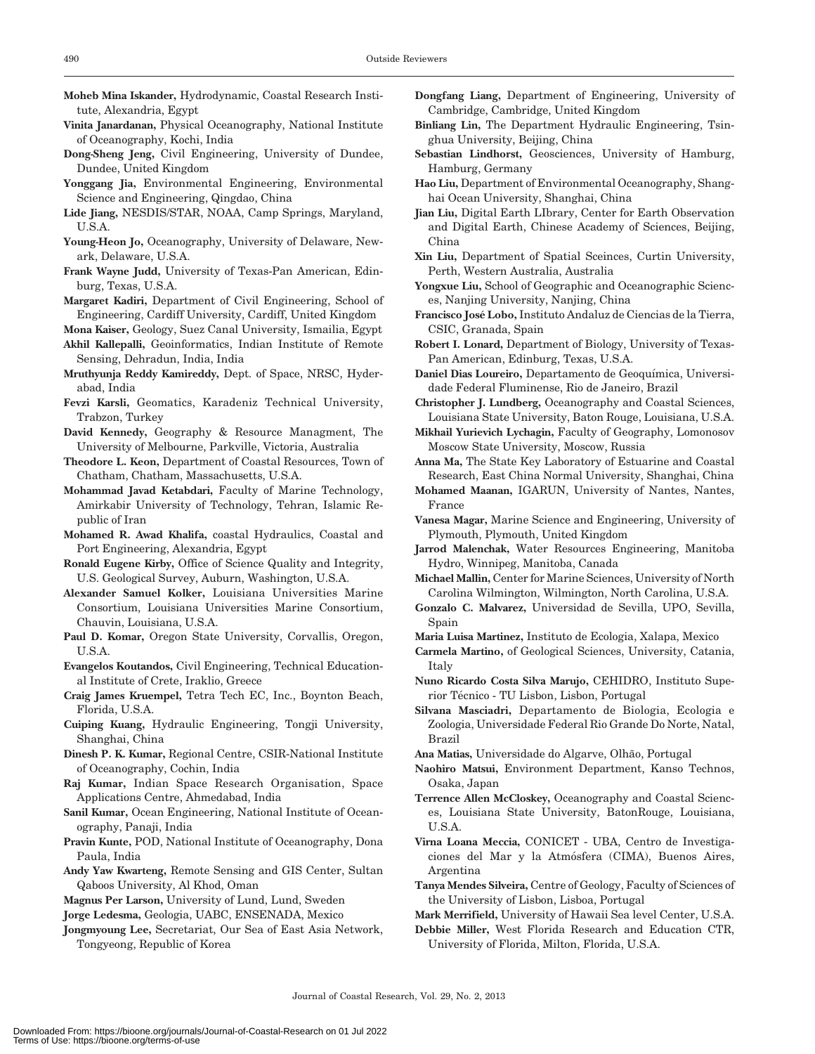**Moheb Mina Iskander,** Hydrodynamic, Coastal Research Institute, Alexandria, Egypt

**Vinita Janardanan,** Physical Oceanography, National Institute of Oceanography, Kochi, India

**Dong-Sheng Jeng,** Civil Engineering, University of Dundee, Dundee, United Kingdom

**Yonggang Jia,** Environmental Engineering, Environmental Science and Engineering, Qingdao, China

**Lide Jiang,** NESDIS/STAR, NOAA, Camp Springs, Maryland, U.S.A.

**Young-Heon Jo,** Oceanography, University of Delaware, Newark, Delaware, U.S.A.

**Frank Wayne Judd,** University of Texas-Pan American, Edinburg, Texas, U.S.A.

**Margaret Kadiri,** Department of Civil Engineering, School of Engineering, Cardiff University, Cardiff, United Kingdom

**Mona Kaiser,** Geology, Suez Canal University, Ismailia, Egypt

**Akhil Kallepalli,** Geoinformatics, Indian Institute of Remote Sensing, Dehradun, India, India

**Mruthyunja Reddy Kamireddy,** Dept. of Space, NRSC, Hyderabad, India

**Fevzi Karsli,** Geomatics, Karadeniz Technical University, Trabzon, Turkey

**David Kennedy,** Geography & Resource Managment, The University of Melbourne, Parkville, Victoria, Australia

**Theodore L. Keon,** Department of Coastal Resources, Town of Chatham, Chatham, Massachusetts, U.S.A.

**Mohammad Javad Ketabdari,** Faculty of Marine Technology, Amirkabir University of Technology, Tehran, Islamic Republic of Iran

**Mohamed R. Awad Khalifa,** coastal Hydraulics, Coastal and Port Engineering, Alexandria, Egypt

**Ronald Eugene Kirby,** Office of Science Quality and Integrity, U.S. Geological Survey, Auburn, Washington, U.S.A.

**Alexander Samuel Kolker,** Louisiana Universities Marine Consortium, Louisiana Universities Marine Consortium, Chauvin, Louisiana, U.S.A.

**Paul D. Komar,** Oregon State University, Corvallis, Oregon, U.S.A.

**Evangelos Koutandos,** Civil Engineering, Technical Educational Institute of Crete, Iraklio, Greece

**Craig James Kruempel,** Tetra Tech EC, Inc., Boynton Beach, Florida, U.S.A.

**Cuiping Kuang,** Hydraulic Engineering, Tongji University, Shanghai, China

**Dinesh P. K. Kumar,** Regional Centre, CSIR-National Institute of Oceanography, Cochin, India

**Raj Kumar,** Indian Space Research Organisation, Space Applications Centre, Ahmedabad, India

**Sanil Kumar,** Ocean Engineering, National Institute of Oceanography, Panaji, India

**Pravin Kunte,** POD, National Institute of Oceanography, Dona Paula, India

**Andy Yaw Kwarteng,** Remote Sensing and GIS Center, Sultan Qaboos University, Al Khod, Oman

**Magnus Per Larson,** University of Lund, Lund, Sweden

**Jorge Ledesma,** Geologia, UABC, ENSENADA, Mexico

**Jongmyoung Lee,** Secretariat, Our Sea of East Asia Network, Tongyeong, Republic of Korea

**Dongfang Liang,** Department of Engineering, University of Cambridge, Cambridge, United Kingdom

**Binliang Lin,** The Department Hydraulic Engineering, Tsinghua University, Beijing, China

**Sebastian Lindhorst,** Geosciences, University of Hamburg, Hamburg, Germany

**Hao Liu,** Department of Environmental Oceanography, Shanghai Ocean University, Shanghai, China

**Jian Liu,** Digital Earth LIbrary, Center for Earth Observation and Digital Earth, Chinese Academy of Sciences, Beijing, China

**Xin Liu,** Department of Spatial Sceinces, Curtin University, Perth, Western Australia, Australia

**Yongxue Liu,** School of Geographic and Oceanographic Sciences, Nanjing University, Nanjing, China

**Francisco José Lobo,** Instituto Andaluz de Ciencias de la Tierra, CSIC, Granada, Spain

**Robert I. Lonard,** Department of Biology, University of Texas-Pan American, Edinburg, Texas, U.S.A.

**Daniel Dias Loureiro,** Departamento de Geoquímica, Universidade Federal Fluminense, Rio de Janeiro, Brazil

**Christopher J. Lundberg,** Oceanography and Coastal Sciences, Louisiana State University, Baton Rouge, Louisiana, U.S.A.

**Mikhail Yurievich Lychagin,** Faculty of Geography, Lomonosov Moscow State University, Moscow, Russia

**Anna Ma,** The State Key Laboratory of Estuarine and Coastal Research, East China Normal University, Shanghai, China

**Mohamed Maanan,** IGARUN, University of Nantes, Nantes, France

**Vanesa Magar,** Marine Science and Engineering, University of Plymouth, Plymouth, United Kingdom

**Jarrod Malenchak,** Water Resources Engineering, Manitoba Hydro, Winnipeg, Manitoba, Canada

**Michael Mallin,** Center for Marine Sciences, University of North Carolina Wilmington, Wilmington, North Carolina, U.S.A.

**Gonzalo C. Malvarez,** Universidad de Sevilla, UPO, Sevilla, Spain

**Maria Luisa Martinez,** Instituto de Ecologia, Xalapa, Mexico

**Carmela Martino,** of Geological Sciences, University, Catania, Italy

**Nuno Ricardo Costa Silva Marujo,** CEHIDRO, Instituto Superior Técnico - TU Lisbon, Lisbon, Portugal

**Silvana Masciadri,** Departamento de Biologia, Ecologia e Zoologia, Universidade Federal Rio Grande Do Norte, Natal, Brazil

**Ana Matias,** Universidade do Algarve, Olhão, Portugal

**Naohiro Matsui,** Environment Department, Kanso Technos, Osaka, Japan

**Terrence Allen McCloskey,** Oceanography and Coastal Sciences, Louisiana State University, BatonRouge, Louisiana, U.S.A.

**Virna Loana Meccia,** CONICET - UBA, Centro de Investigaciones del Mar y la Atmósfera (CIMA), Buenos Aires, Argentina

**Tanya Mendes Silveira,** Centre of Geology, Faculty of Sciences of the University of Lisbon, Lisboa, Portugal

**Mark Merrifield,** University of Hawaii Sea level Center, U.S.A.

**Debbie Miller,** West Florida Research and Education CTR, University of Florida, Milton, Florida, U.S.A.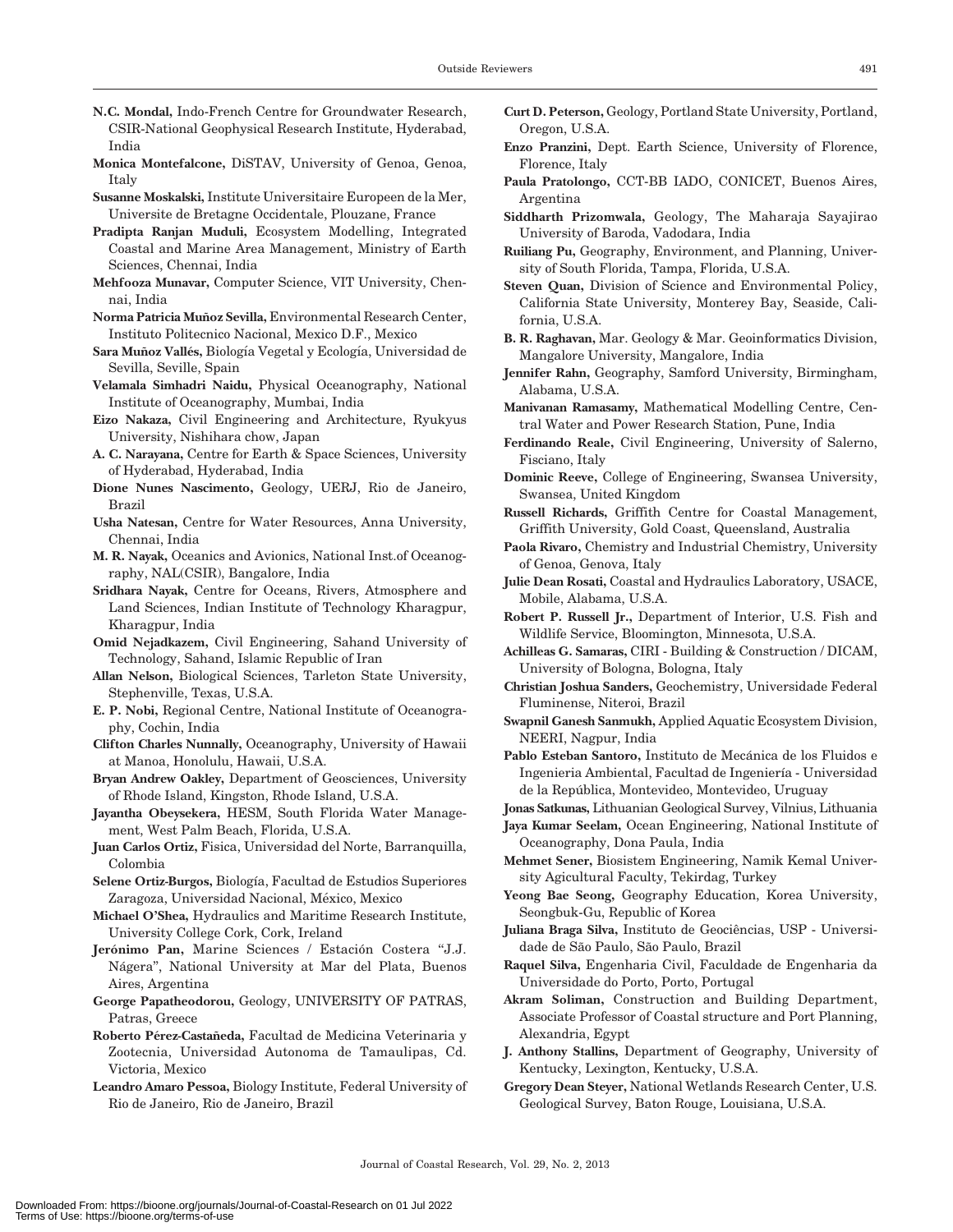**N.C. Mondal,** Indo-French Centre for Groundwater Research, CSIR-National Geophysical Research Institute, Hyderabad, India

**Monica Montefalcone,** DiSTAV, University of Genoa, Genoa, Italy

**Susanne Moskalski,** Institute Universitaire Europeen de la Mer, Universite de Bretagne Occidentale, Plouzane, France

**Pradipta Ranjan Muduli,** Ecosystem Modelling, Integrated Coastal and Marine Area Management, Ministry of Earth Sciences, Chennai, India

**Mehfooza Munavar,** Computer Science, VIT University, Chennai, India

**Norma Patricia Muñoz Sevilla,** Environmental Research Center, Instituto Politecnico Nacional, Mexico D.F., Mexico

**Sara Muñoz Vallés,** Biología Vegetal y Ecología, Universidad de Sevilla, Seville, Spain

**Velamala Simhadri Naidu,** Physical Oceanography, National Institute of Oceanography, Mumbai, India

**Eizo Nakaza,** Civil Engineering and Architecture, Ryukyus University, Nishihara chow, Japan

**A. C. Narayana,** Centre for Earth & Space Sciences, University of Hyderabad, Hyderabad, India

**Dione Nunes Nascimento,** Geology, UERJ, Rio de Janeiro, Brazil

**Usha Natesan,** Centre for Water Resources, Anna University, Chennai, India

**M. R. Nayak,** Oceanics and Avionics, National Inst.of Oceanography, NAL(CSIR), Bangalore, India

**Sridhara Nayak,** Centre for Oceans, Rivers, Atmosphere and Land Sciences, Indian Institute of Technology Kharagpur, Kharagpur, India

**Omid Nejadkazem,** Civil Engineering, Sahand University of Technology, Sahand, Islamic Republic of Iran

**Allan Nelson,** Biological Sciences, Tarleton State University, Stephenville, Texas, U.S.A.

**E. P. Nobi,** Regional Centre, National Institute of Oceanography, Cochin, India

**Clifton Charles Nunnally,** Oceanography, University of Hawaii at Manoa, Honolulu, Hawaii, U.S.A.

**Bryan Andrew Oakley,** Department of Geosciences, University of Rhode Island, Kingston, Rhode Island, U.S.A.

**Jayantha Obeysekera,** HESM, South Florida Water Management, West Palm Beach, Florida, U.S.A.

**Juan Carlos Ortiz,** Fisica, Universidad del Norte, Barranquilla, Colombia

**Selene Ortiz-Burgos,** Biología, Facultad de Estudios Superiores Zaragoza, Universidad Nacional, México, Mexico

**Michael O'Shea,** Hydraulics and Maritime Research Institute, University College Cork, Cork, Ireland

**Jerónimo Pan,** Marine Sciences / Estación Costera "J.J. Nágera", National University at Mar del Plata, Buenos Aires, Argentina

**George Papatheodorou,** Geology, UNIVERSITY OF PATRAS, Patras, Greece

**Roberto Pérez-Castañeda,** Facultad de Medicina Veterinaria y Zootecnia, Universidad Autonoma de Tamaulipas, Cd. Victoria, Mexico

**Leandro Amaro Pessoa,** Biology Institute, Federal University of Rio de Janeiro, Rio de Janeiro, Brazil

**Curt D. Peterson,** Geology, Portland State University, Portland, Oregon, U.S.A.

**Enzo Pranzini,** Dept. Earth Science, University of Florence, Florence, Italy

**Paula Pratolongo,** CCT-BB IADO, CONICET, Buenos Aires, Argentina

**Siddharth Prizomwala,** Geology, The Maharaja Sayajirao University of Baroda, Vadodara, India

**Ruiliang Pu,** Geography, Environment, and Planning, University of South Florida, Tampa, Florida, U.S.A.

**Steven Quan,** Division of Science and Environmental Policy, California State University, Monterey Bay, Seaside, California, U.S.A.

**B. R. Raghavan,** Mar. Geology & Mar. Geoinformatics Division, Mangalore University, Mangalore, India

**Jennifer Rahn,** Geography, Samford University, Birmingham, Alabama, U.S.A.

**Manivanan Ramasamy,** Mathematical Modelling Centre, Central Water and Power Research Station, Pune, India

**Ferdinando Reale,** Civil Engineering, University of Salerno, Fisciano, Italy

**Dominic Reeve,** College of Engineering, Swansea University, Swansea, United Kingdom

**Russell Richards,** Griffith Centre for Coastal Management, Griffith University, Gold Coast, Queensland, Australia

**Paola Rivaro,** Chemistry and Industrial Chemistry, University of Genoa, Genova, Italy

**Julie Dean Rosati,** Coastal and Hydraulics Laboratory, USACE, Mobile, Alabama, U.S.A.

**Robert P. Russell Jr.,** Department of Interior, U.S. Fish and Wildlife Service, Bloomington, Minnesota, U.S.A.

**Achilleas G. Samaras,** CIRI - Building & Construction / DICAM, University of Bologna, Bologna, Italy

**Christian Joshua Sanders,** Geochemistry, Universidade Federal Fluminense, Niteroi, Brazil

**Swapnil Ganesh Sanmukh,** Applied Aquatic Ecosystem Division, NEERI, Nagpur, India

**Pablo Esteban Santoro,** Instituto de Mecánica de los Fluidos e Ingenieria Ambiental, Facultad de Ingeniería - Universidad de la República, Montevideo, Montevideo, Uruguay

**Jonas Satkunas,** Lithuanian Geological Survey, Vilnius, Lithuania

**Jaya Kumar Seelam,** Ocean Engineering, National Institute of Oceanography, Dona Paula, India

**Mehmet Sener,** Biosistem Engineering, Namik Kemal University Agicultural Faculty, Tekirdag, Turkey

**Yeong Bae Seong,** Geography Education, Korea University, Seongbuk-Gu, Republic of Korea

**Juliana Braga Silva,** Instituto de Geociências, USP - Universidade de São Paulo, São Paulo, Brazil

**Raquel Silva,** Engenharia Civil, Faculdade de Engenharia da Universidade do Porto, Porto, Portugal

**Akram Soliman,** Construction and Building Department, Associate Professor of Coastal structure and Port Planning, Alexandria, Egypt

**J. Anthony Stallins,** Department of Geography, University of Kentucky, Lexington, Kentucky, U.S.A.

**Gregory Dean Steyer,** National Wetlands Research Center, U.S. Geological Survey, Baton Rouge, Louisiana, U.S.A.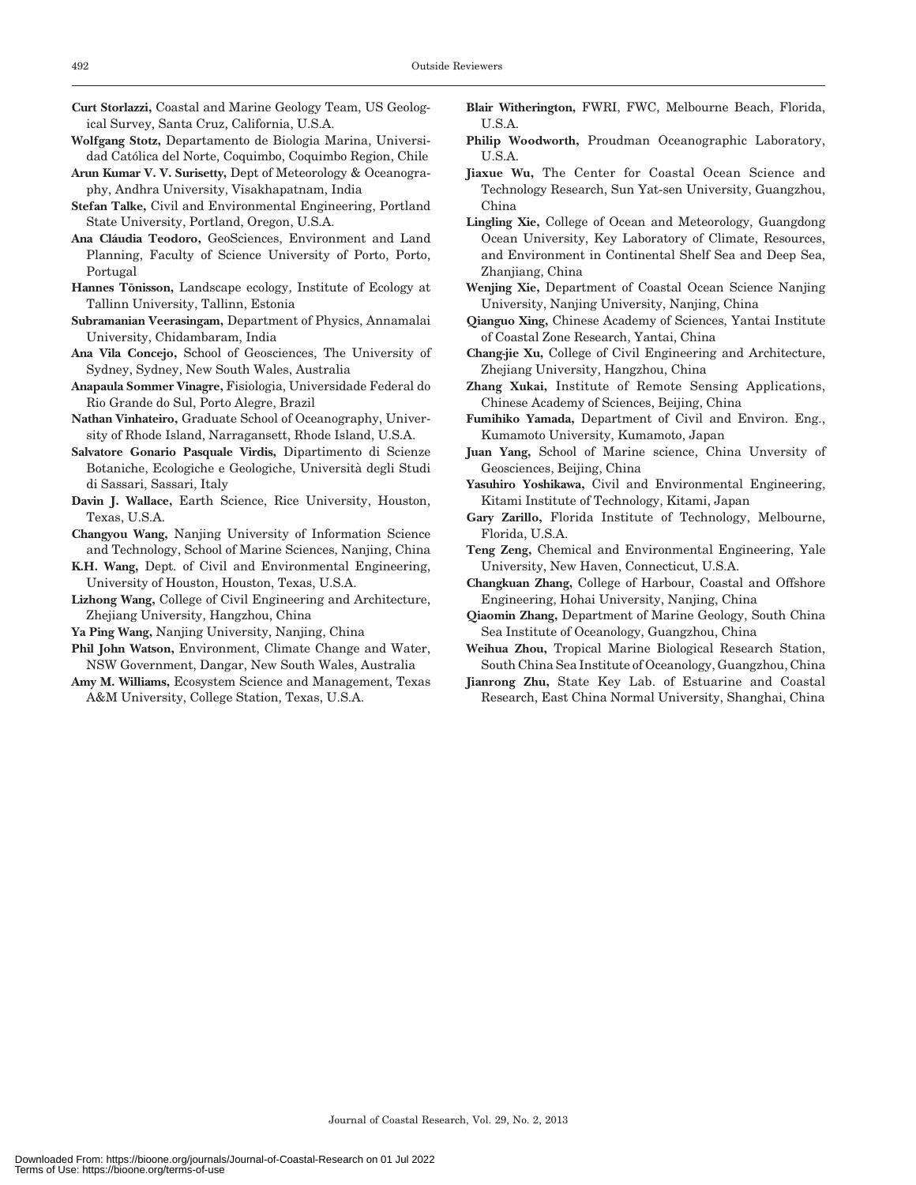**Curt Storlazzi,** Coastal and Marine Geology Team, US Geological Survey, Santa Cruz, California, U.S.A.

**Wolfgang Stotz,** Departamento de Biologia Marina, Universidad Católica del Norte, Coquimbo, Coquimbo Region, Chile

**Arun Kumar V. V. Surisetty,** Dept of Meteorology & Oceanography, Andhra University, Visakhapatnam, India

**Stefan Talke,** Civil and Environmental Engineering, Portland State University, Portland, Oregon, U.S.A.

**Ana Cláudia Teodoro,** GeoSciences, Environment and Land Planning, Faculty of Science University of Porto, Porto, Portugal

**Hannes Tõnisson,** Landscape ecology, Institute of Ecology at Tallinn University, Tallinn, Estonia

**Subramanian Veerasingam,** Department of Physics, Annamalai University, Chidambaram, India

**Ana Vila Concejo,** School of Geosciences, The University of Sydney, Sydney, New South Wales, Australia

**Anapaula Sommer Vinagre,** Fisiologia, Universidade Federal do Rio Grande do Sul, Porto Alegre, Brazil

**Nathan Vinhateiro,** Graduate School of Oceanography, University of Rhode Island, Narragansett, Rhode Island, U.S.A.

**Salvatore Gonario Pasquale Virdis,** Dipartimento di Scienze Botaniche, Ecologiche e Geologiche, Università degli Studi di Sassari, Sassari, Italy

**Davin J. Wallace,** Earth Science, Rice University, Houston, Texas, U.S.A.

**Changyou Wang,** Nanjing University of Information Science and Technology, School of Marine Sciences, Nanjing, China

**K.H. Wang,** Dept. of Civil and Environmental Engineering, University of Houston, Houston, Texas, U.S.A.

**Lizhong Wang,** College of Civil Engineering and Architecture, Zhejiang University, Hangzhou, China

**Ya Ping Wang,** Nanjing University, Nanjing, China

**Phil John Watson,** Environment, Climate Change and Water, NSW Government, Dangar, New South Wales, Australia

**Amy M. Williams,** Ecosystem Science and Management, Texas A&M University, College Station, Texas, U.S.A.

**Blair Witherington,** FWRI, FWC, Melbourne Beach, Florida, U.S.A.

**Philip Woodworth,** Proudman Oceanographic Laboratory, U.S.A.

**Jiaxue Wu,** The Center for Coastal Ocean Science and Technology Research, Sun Yat-sen University, Guangzhou, China

**Lingling Xie,** College of Ocean and Meteorology, Guangdong Ocean University, Key Laboratory of Climate, Resources, and Environment in Continental Shelf Sea and Deep Sea, Zhanjiang, China

**Wenjing Xie,** Department of Coastal Ocean Science Nanjing University, Nanjing University, Nanjing, China

**Qianguo Xing,** Chinese Academy of Sciences, Yantai Institute of Coastal Zone Research, Yantai, China

**Chang-jie Xu,** College of Civil Engineering and Architecture, Zhejiang University, Hangzhou, China

**Zhang Xukai,** Institute of Remote Sensing Applications, Chinese Academy of Sciences, Beijing, China

**Fumihiko Yamada,** Department of Civil and Environ. Eng., Kumamoto University, Kumamoto, Japan

**Juan Yang,** School of Marine science, China Unversity of Geosciences, Beijing, China

**Yasuhiro Yoshikawa,** Civil and Environmental Engineering, Kitami Institute of Technology, Kitami, Japan

**Gary Zarillo,** Florida Institute of Technology, Melbourne, Florida, U.S.A.

**Teng Zeng,** Chemical and Environmental Engineering, Yale University, New Haven, Connecticut, U.S.A.

**Changkuan Zhang,** College of Harbour, Coastal and Offshore Engineering, Hohai University, Nanjing, China

**Qiaomin Zhang,** Department of Marine Geology, South China Sea Institute of Oceanology, Guangzhou, China

**Weihua Zhou,** Tropical Marine Biological Research Station, South China Sea Institute of Oceanology, Guangzhou, China

**Jianrong Zhu,** State Key Lab. of Estuarine and Coastal Research, East China Normal University, Shanghai, China